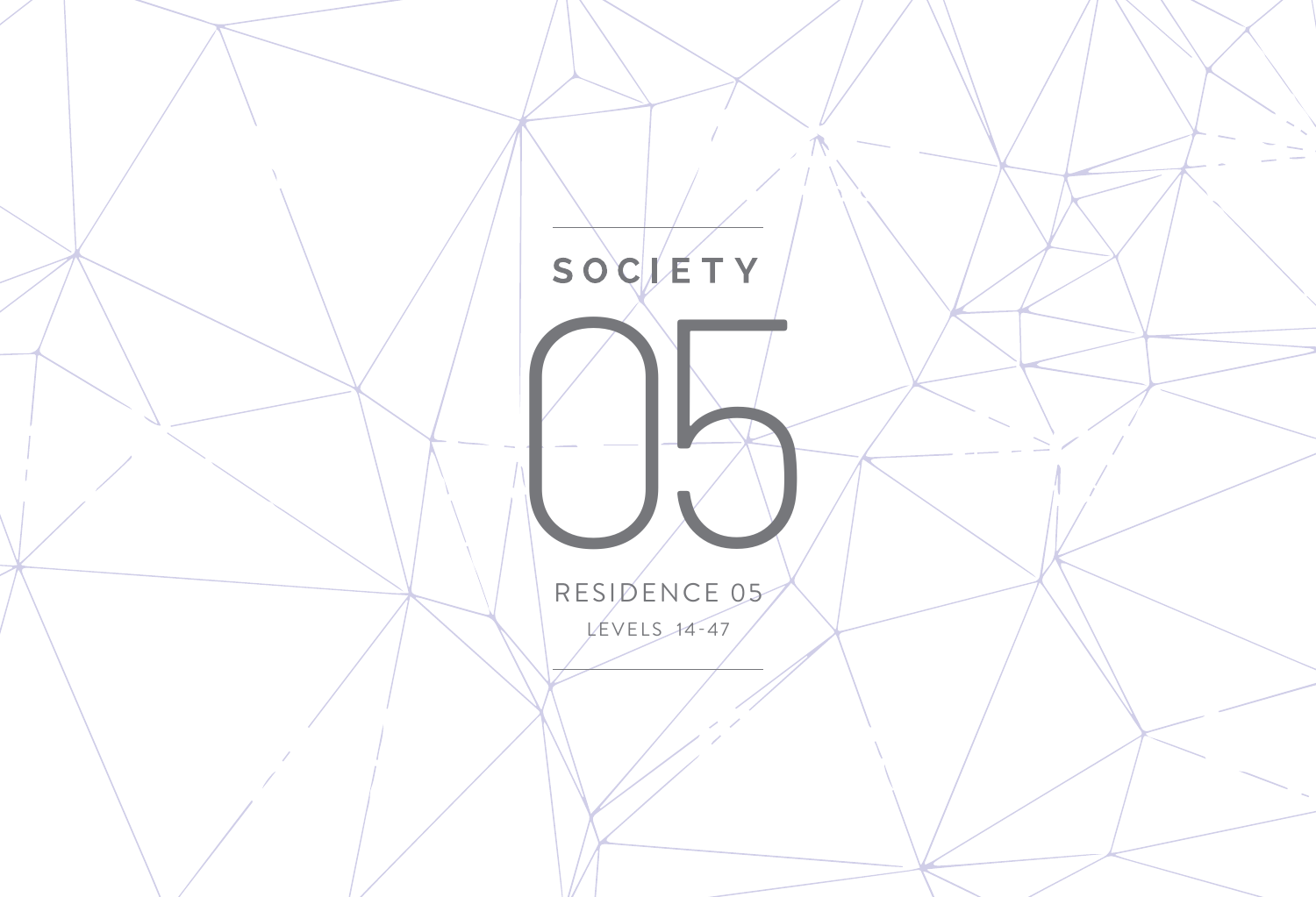# SOCIETY

# 05

RESIDENCE 05

LEVELS 14-47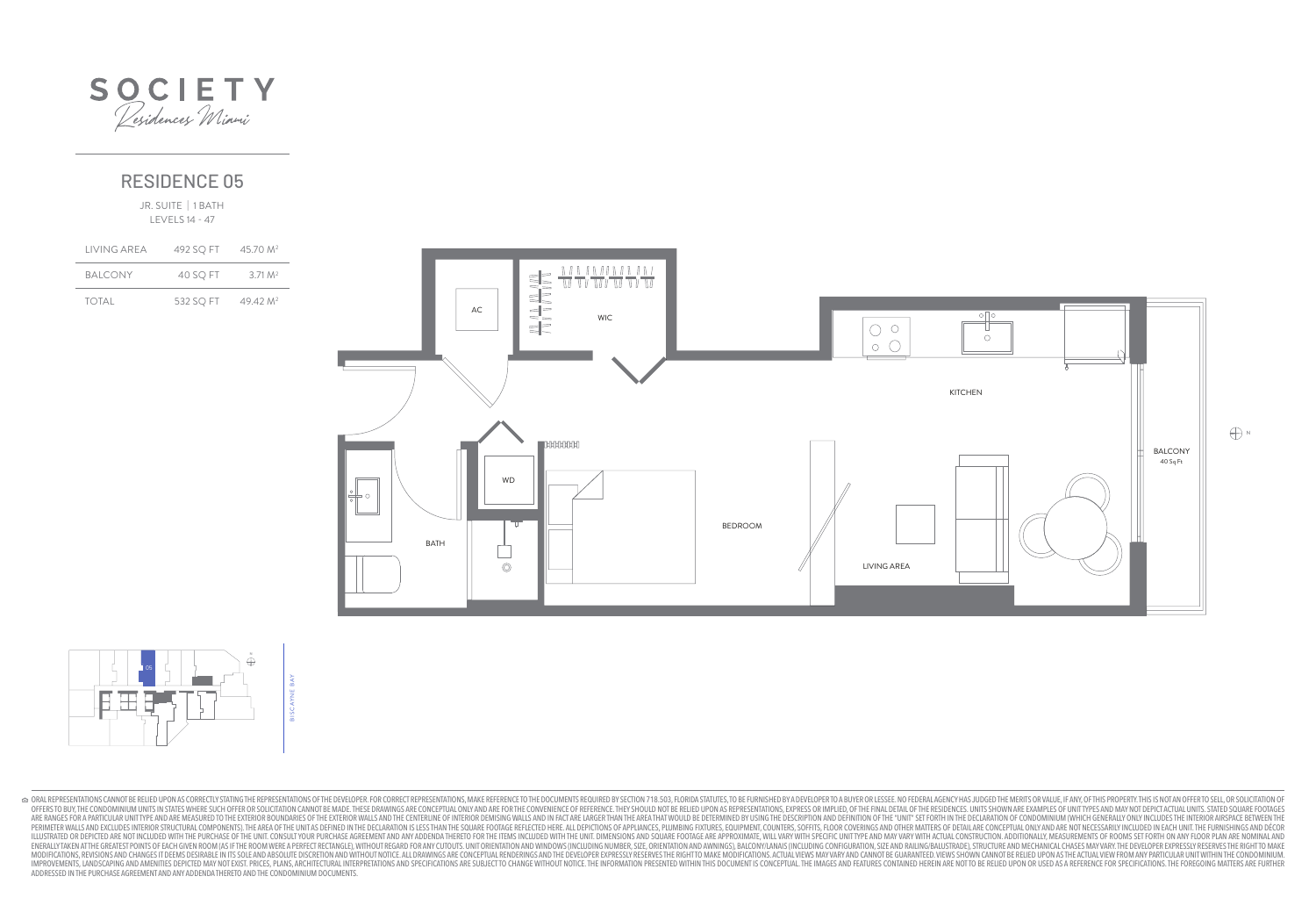# SOCIETY
*Residences Miami*

## RESIDENCE 05

JR. SUITE | 1 BATH
LEVELS 14 - 47

| | | |
|---|---|---|
| LIVING AREA | 492 SQ FT | 45.70 $M^2$ |
| BALCONY | 40 SQ FT | 3.71 $M^2$ |
| TOTAL | 532 SQ FT | 49.42 $M^2$ |

AC

WIC

KITCHEN

WD

BATH

BEDROOM

LIVING AREA

BALCONY
40 Sq Ft

N

05

BISCAYNE BAY

ORAL REPRESENTATIONS CANNOT BE RELIED UPON AS CORRECTLY STATING THE REPRESENTATIONS OF THE DEVELOPER. FOR CORRECT REPRESENTATIONS, MAKE REFERENCE TO THE DOCUMENTS REQUIRED BY SECTION 718.503, FLORIDA STATUTES, TO BE FURNISHED BY A DEVELOPER TO A BUYER OR LESSEE. NO FEDERAL AGENCY HAS JUDGED THE MERITS OR VALUE, IF ANY, OF THIS PROPERTY. THIS IS NOT AN OFFER TO SELL, OR SOLICITATION OF OFFERS TO BUY, THE CONDOMINIUM UNITS IN STATES WHERE SUCH OFFER OR SOLICITATION CANNOT BE MADE. THESE DRAWINGS ARE CONCEPTUAL ONLY AND ARE FOR THE CONVENIENCE OF REFERENCE. THEY SHOULD NOT BE RELIED UPON AS REPRESENTATIONS, EXPRESS OR IMPLIED, OF THE FINAL DETAIL OF THE RESIDENCES. UNITS SHOWN ARE EXAMPLES OF UNIT TYPES AND MAY NOT DEPICT ACTUAL UNITS. STATED SQUARE FOOTAGES ARE RANGES FOR A PARTICULAR UNIT TYPE AND ARE MEASURED TO THE EXTERIOR BOUNDARIES OF THE EXTERIOR WALLS AND THE CENTERLINE OF INTERIOR DEMISING WALLS AND IN FACT ARE LARGER THAN THE AREA THAT WOULD BE DETERMINED BY USING THE DESCRIPTION AND DEFINITION OF THE "UNIT" SET FORTH IN THE DECLARATION OF CONDOMINIUM (WHICH GENERALLY ONLY INCLUDES THE INTERIOR AIRSPACE BETWEEN THE PERIMETER WALLS AND EXCLUDES INTERIOR STRUCTURAL COMPONENTS). THE AREA OF THE UNIT AS DEFINED IN THE DECLARATION IS LESS THAN THE SQUARE FOOTAGE REFLECTED HERE. ALL DEPICTIONS OF APPLIANCES, PLUMBING FIXTURES, EQUIPMENT, COUNTERS, SOFFITS, FLOOR COVERINGS AND OTHER MATTERS OF DETAIL ARE CONCEPTUAL ONLY AND ARE NOT NECESSARILY INCLUDED IN EACH UNIT. THE FURNISHINGS AND DÉCOR ILLUSTRATED OR DEPICTED ARE NOT INCLUDED WITH THE PURCHASE OF THE UNIT. CONSULT YOUR PURCHASE AGREEMENT AND ANY ADDENDA THERETO FOR THE ITEMS INCLUDED WITH THE UNIT. DIMENSIONS AND SQUARE FOOTAGE ARE APPROXIMATE, WILL VARY WITH SPECIFIC UNIT TYPE AND MAY VARY WITH ACTUAL CONSTRUCTION. ADDITIONALLY, MEASUREMENTS OF ROOMS SET FORTH ON ANY FLOOR PLAN ARE NOMINAL AND GENERALLY TAKEN AT THE GREATEST POINTS OF EACH GIVEN ROOM (AS IF THE ROOM WERE A PERFECT RECTANGLE), WITHOUT REGARD FOR ANY CUTOUTS. UNIT ORIENTATION AND WINDOWS (INCLUDING NUMBER, SIZE, ORIENTATION AND AWNINGS), BALCONY/LANAIS (INCLUDING CONFIGURATION, SIZE AND RAILING/BALUSTRADE), STRUCTURE AND MECHANICAL CHASES MAY VARY. THE DEVELOPER EXPRESSLY RESERVES THE RIGHT TO MAKE MODIFICATIONS, REVISIONS AND CHANGES IT DEEMS DESIRABLE IN ITS SOLE AND ABSOLUTE DISCRETION AND WITHOUT NOTICE. ALL DRAWINGS ARE CONCEPTUAL RENDERINGS AND THE DEVELOPER EXPRESSLY RESERVES THE RIGHT TO MAKE MODIFICATIONS. ACTUAL VIEWS MAY VARY AND CANNOT BE GUARANTEED. VIEWS SHOWN CANNOT BE RELIED UPON AS THE ACTUAL VIEW FROM ANY PARTICULAR UNIT WITHIN THE CONDOMINIUM. IMPROVEMENTS, LANDSCAPING AND AMENITIES DEPICTED MAY NOT EXIST. PRICES, PLANS, ARCHITECTURAL INTERPRETATIONS AND SPECIFICATIONS ARE SUBJECT TO CHANGE WITHOUT NOTICE. THE INFORMATION PRESENTED WITHIN THIS DOCUMENT IS CONCEPTUAL. THE IMAGES AND FEATURES CONTAINED HEREIN ARE NOT TO BE RELIED UPON OR USED AS A REFERENCE FOR SPECIFICATIONS. THE FOREGOING MATTERS ARE FURTHER ADDRESSED IN THE PURCHASE AGREEMENT AND ANY ADDENDA THERETO AND THE CONDOMINIUM DOCUMENTS.